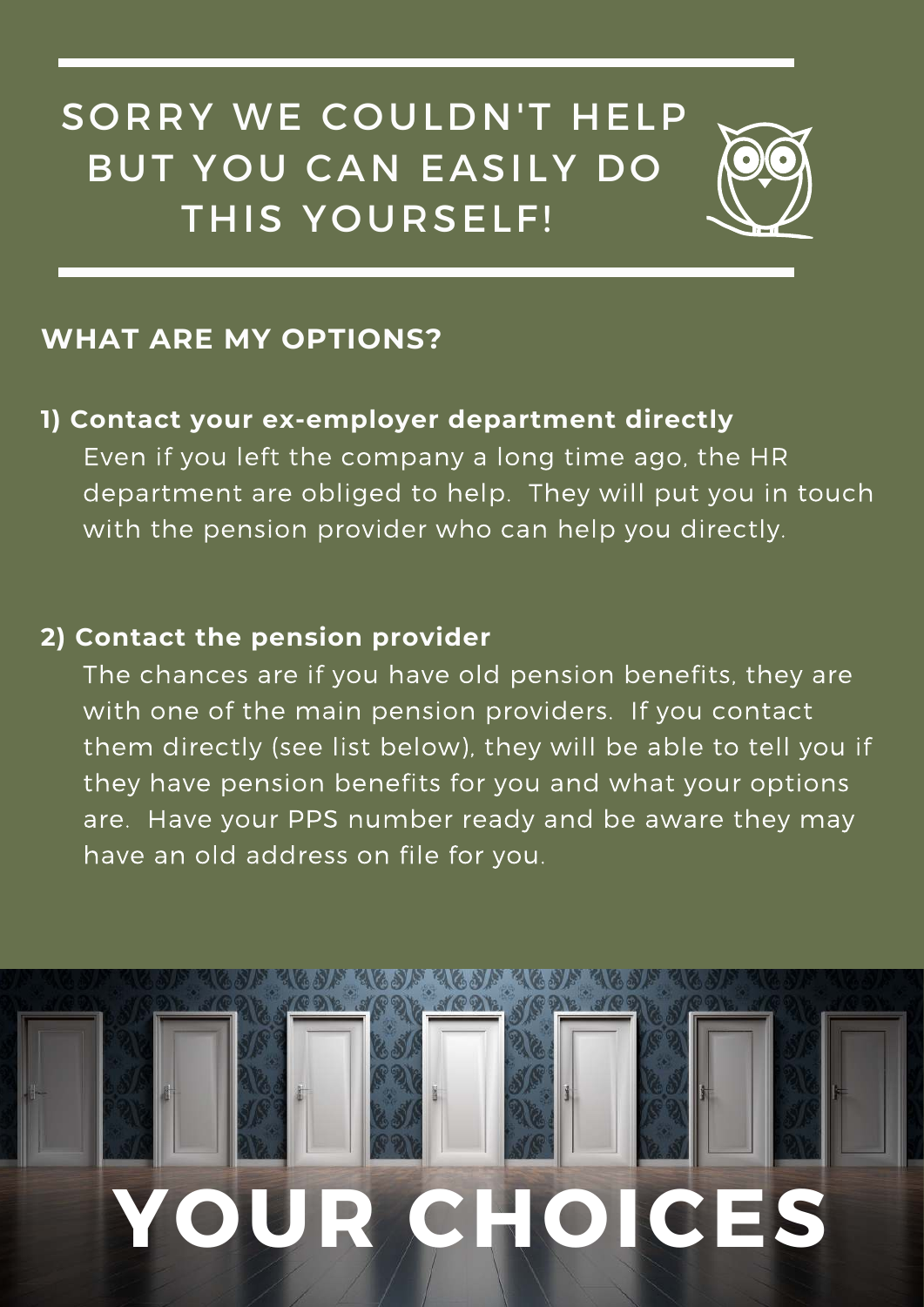# SORRY WE COULDN'T HELP BUT YOU CAN EASILY DO THIS YOURSELF!

## WHAT ARE MY OPTIONS?

**1) Contact your ex-employer department directly**

Even if you left the company a long time ago, the HR department are obliged to help. They will put you in touch with the pension provider who can help you directly.

**2) Contact the pension provider**

The chances are if you have old pension benefits, they are with one of the main pension providers. If you contact them directly (see list below), they will be able to tell you if they have pension benefits for you and what your options are. Have your PPS number ready and be aware they may have an old address on file for you.

# YOUR CHOICES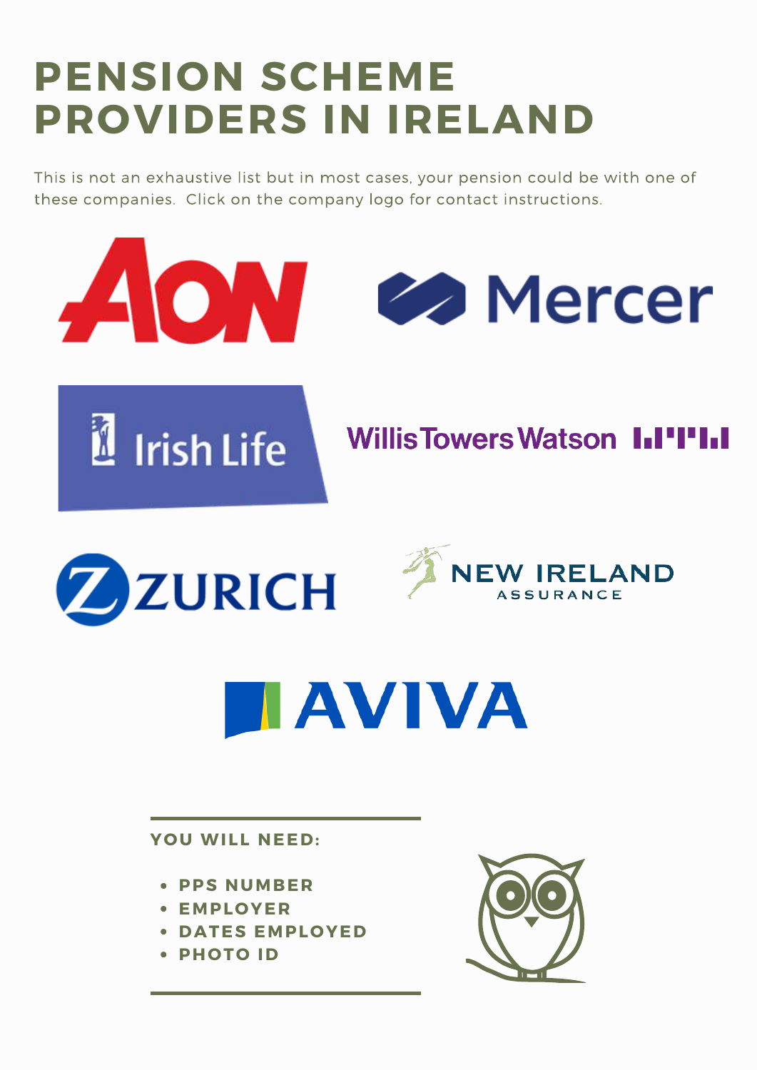# PENSION SCHEME PROVIDERS IN IRELAND

This is not an exhaustive list but in most cases, your pension could be with one of these companies. Click on the company logo for contact instructions.

- AON
- Mercer
- Irish Life
- Willis Towers Watson
- Zurich
- New Ireland Assurance
- Aviva

**YOU WILL NEED:**

- **PPS NUMBER**
- **EMPLOYER**
- **DATES EMPLOYED**
- **PHOTO ID**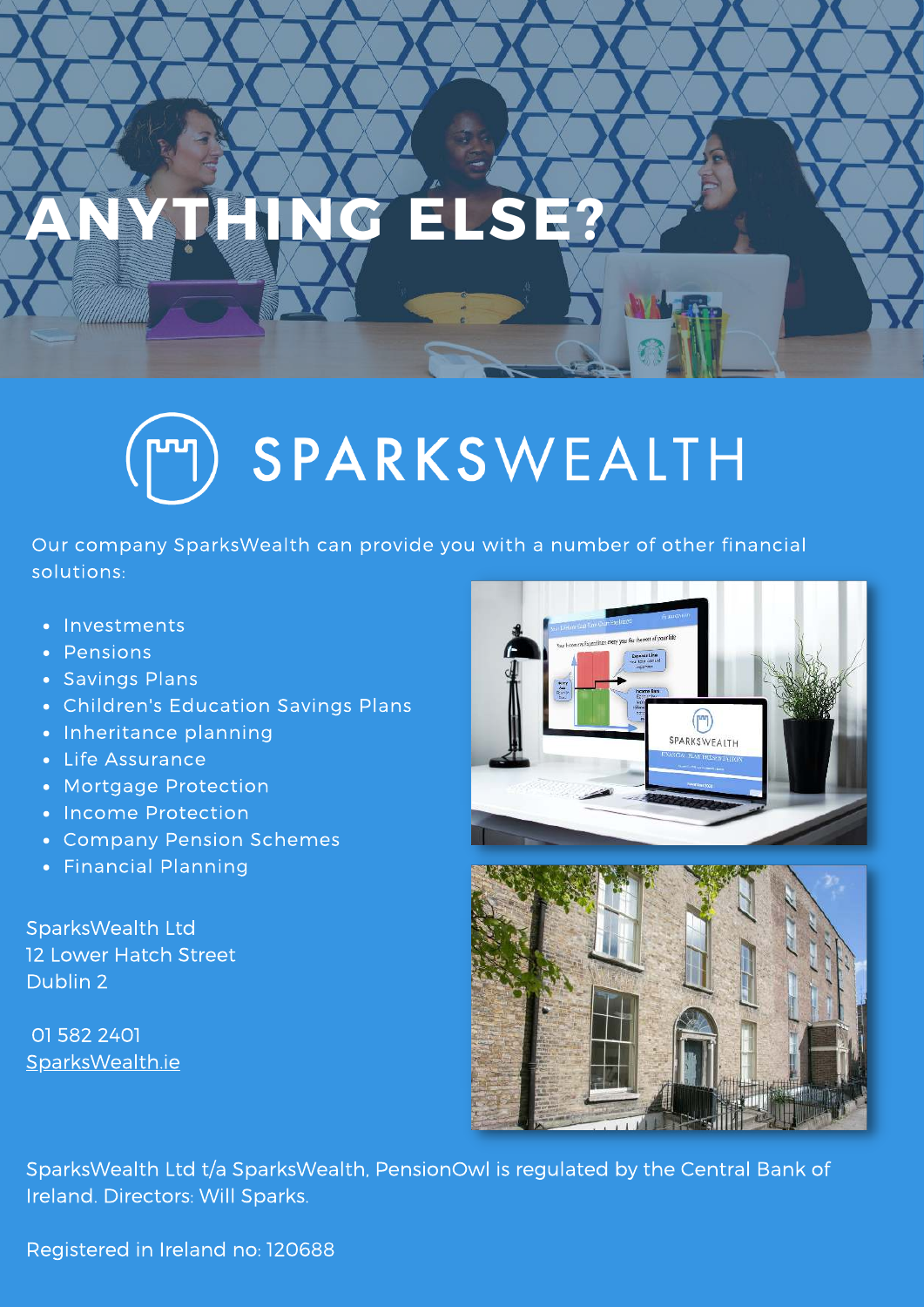# ANYTHING ELSE?

SPARKSWEALTH

Our company SparksWealth can provide you with a number of other financial solutions:

- Investments
- Pensions
- Savings Plans
- Children's Education Savings Plans
- Inheritance planning
- Life Assurance
- Mortgage Protection
- Income Protection
- Company Pension Schemes
- Financial Planning

SparksWealth Ltd
12 Lower Hatch Street
Dublin 2

01 582 2401
SparksWealth.ie

SparksWealth Ltd t/a SparksWealth, PensionOwl is regulated by the Central Bank of Ireland. Directors: Will Sparks.

Registered in Ireland no: 120688